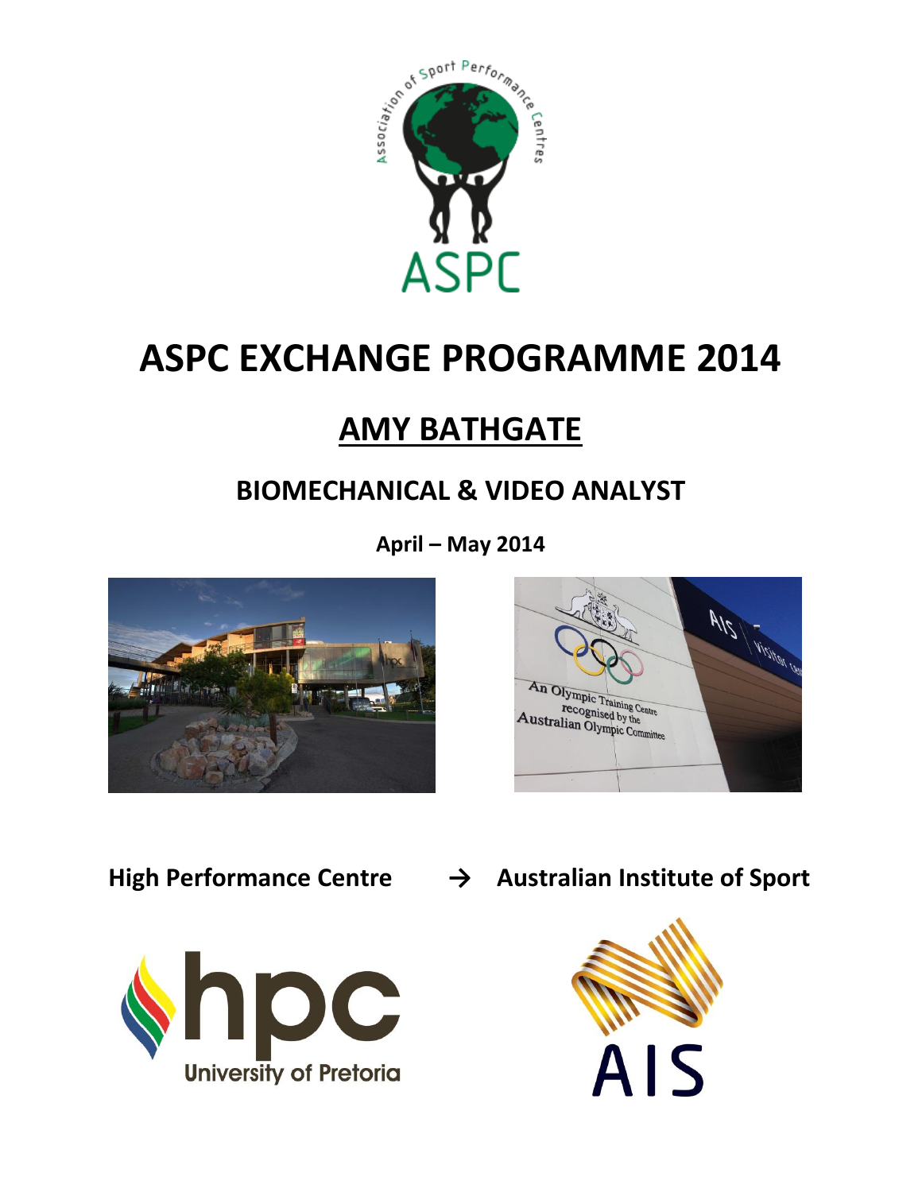# ASPC EXCHANGE PROGRAMME 2014

## AMY BATHGATE

### BIOMECHANICAL & VIDEO ANALYST

**April – May 2014**

**High Performance Centre → Australian Institute of Sport**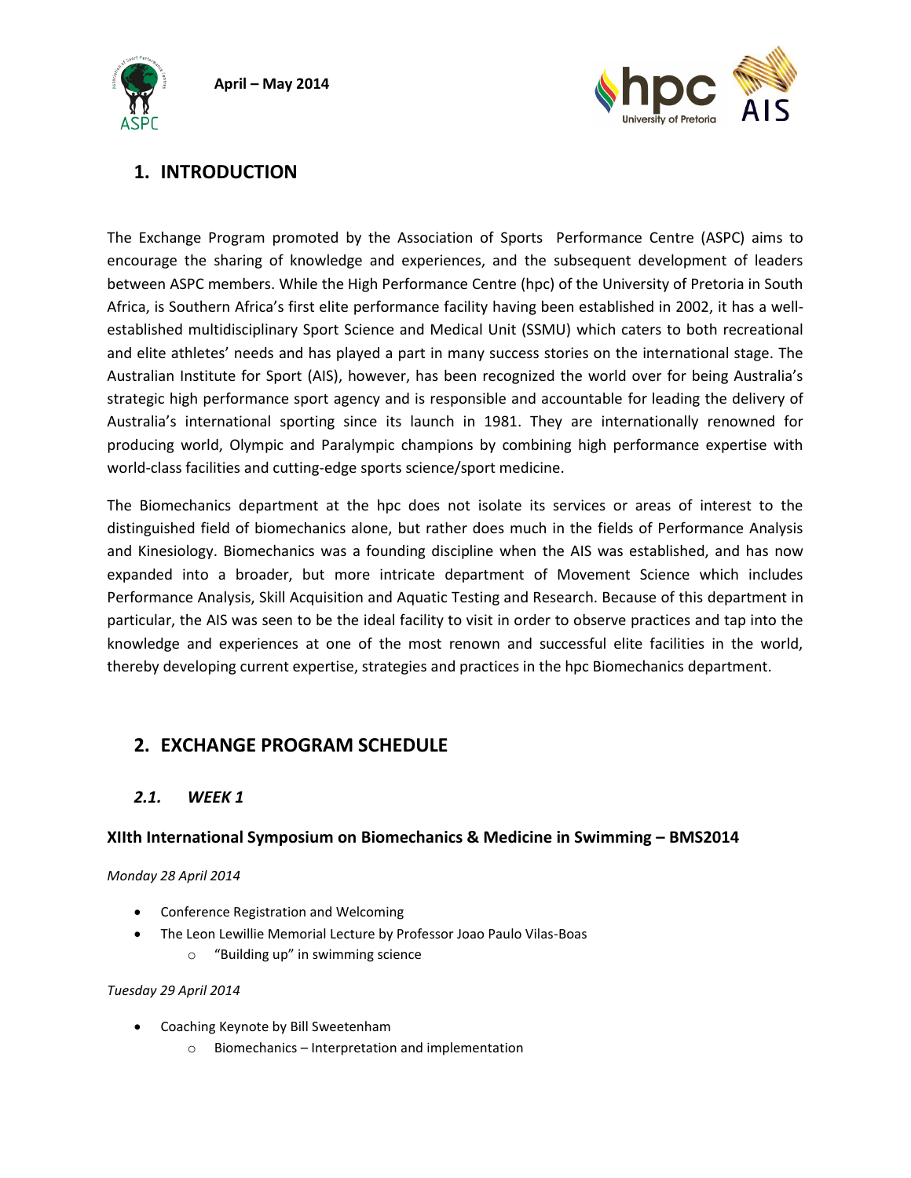## 1. INTRODUCTION

The Exchange Program promoted by the Association of Sports Performance Centre (ASPC) aims to encourage the sharing of knowledge and experiences, and the subsequent development of leaders between ASPC members. While the High Performance Centre (hpc) of the University of Pretoria in South Africa, is Southern Africa's first elite performance facility having been established in 2002, it has a well-established multidisciplinary Sport Science and Medical Unit (SSMU) which caters to both recreational and elite athletes' needs and has played a part in many success stories on the international stage. The Australian Institute for Sport (AIS), however, has been recognized the world over for being Australia's strategic high performance sport agency and is responsible and accountable for leading the delivery of Australia's international sporting since its launch in 1981. They are internationally renowned for producing world, Olympic and Paralympic champions by combining high performance expertise with world-class facilities and cutting-edge sports science/sport medicine.

The Biomechanics department at the hpc does not isolate its services or areas of interest to the distinguished field of biomechanics alone, but rather does much in the fields of Performance Analysis and Kinesiology. Biomechanics was a founding discipline when the AIS was established, and has now expanded into a broader, but more intricate department of Movement Science which includes Performance Analysis, Skill Acquisition and Aquatic Testing and Research. Because of this department in particular, the AIS was seen to be the ideal facility to visit in order to observe practices and tap into the knowledge and experiences at one of the most renown and successful elite facilities in the world, thereby developing current expertise, strategies and practices in the hpc Biomechanics department.

## 2. EXCHANGE PROGRAM SCHEDULE

### *2.1. WEEK 1*

**XIIth International Symposium on Biomechanics & Medicine in Swimming – BMS2014**

*Monday 28 April 2014*

- Conference Registration and Welcoming
- The Leon Lewillie Memorial Lecture by Professor Joao Paulo Vilas-Boas
  - "Building up" in swimming science

*Tuesday 29 April 2014*

- Coaching Keynote by Bill Sweetenham
  - Biomechanics – Interpretation and implementation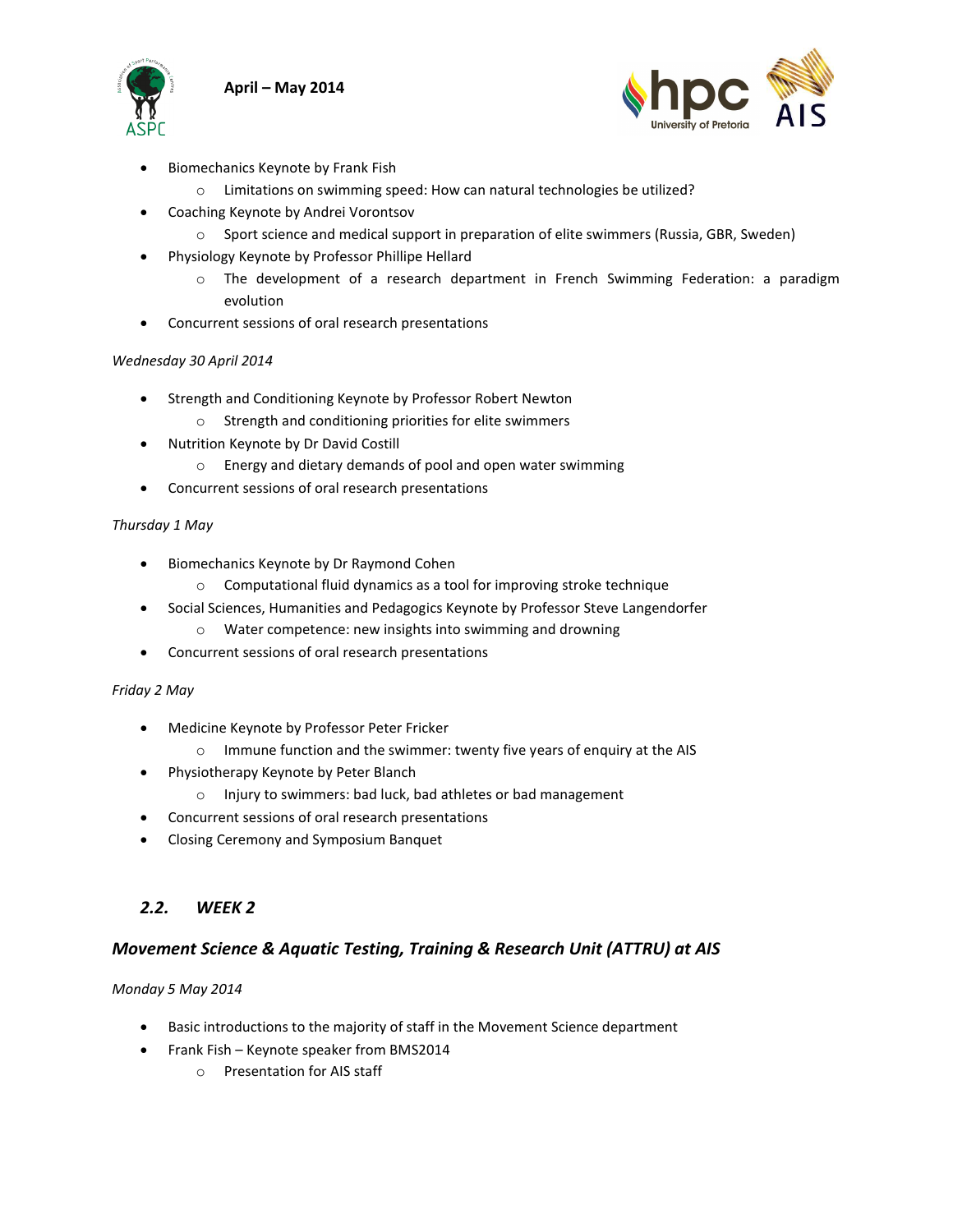- Biomechanics Keynote by Frank Fish
  - Limitations on swimming speed: How can natural technologies be utilized?
- Coaching Keynote by Andrei Vorontsov
  - Sport science and medical support in preparation of elite swimmers (Russia, GBR, Sweden)
- Physiology Keynote by Professor Phillipe Hellard
  - The development of a research department in French Swimming Federation: a paradigm evolution
- Concurrent sessions of oral research presentations

*Wednesday 30 April 2014*

- Strength and Conditioning Keynote by Professor Robert Newton
  - Strength and conditioning priorities for elite swimmers
- Nutrition Keynote by Dr David Costill
  - Energy and dietary demands of pool and open water swimming
- Concurrent sessions of oral research presentations

*Thursday 1 May*

- Biomechanics Keynote by Dr Raymond Cohen
  - Computational fluid dynamics as a tool for improving stroke technique
- Social Sciences, Humanities and Pedagogics Keynote by Professor Steve Langendorfer
  - Water competence: new insights into swimming and drowning
- Concurrent sessions of oral research presentations

*Friday 2 May*

- Medicine Keynote by Professor Peter Fricker
  - Immune function and the swimmer: twenty five years of enquiry at the AIS
- Physiotherapy Keynote by Peter Blanch
  - Injury to swimmers: bad luck, bad athletes or bad management
- Concurrent sessions of oral research presentations
- Closing Ceremony and Symposium Banquet

## *2.2. WEEK 2*

### *Movement Science & Aquatic Testing, Training & Research Unit (ATTRU) at AIS*

*Monday 5 May 2014*

- Basic introductions to the majority of staff in the Movement Science department
- Frank Fish – Keynote speaker from BMS2014
  - Presentation for AIS staff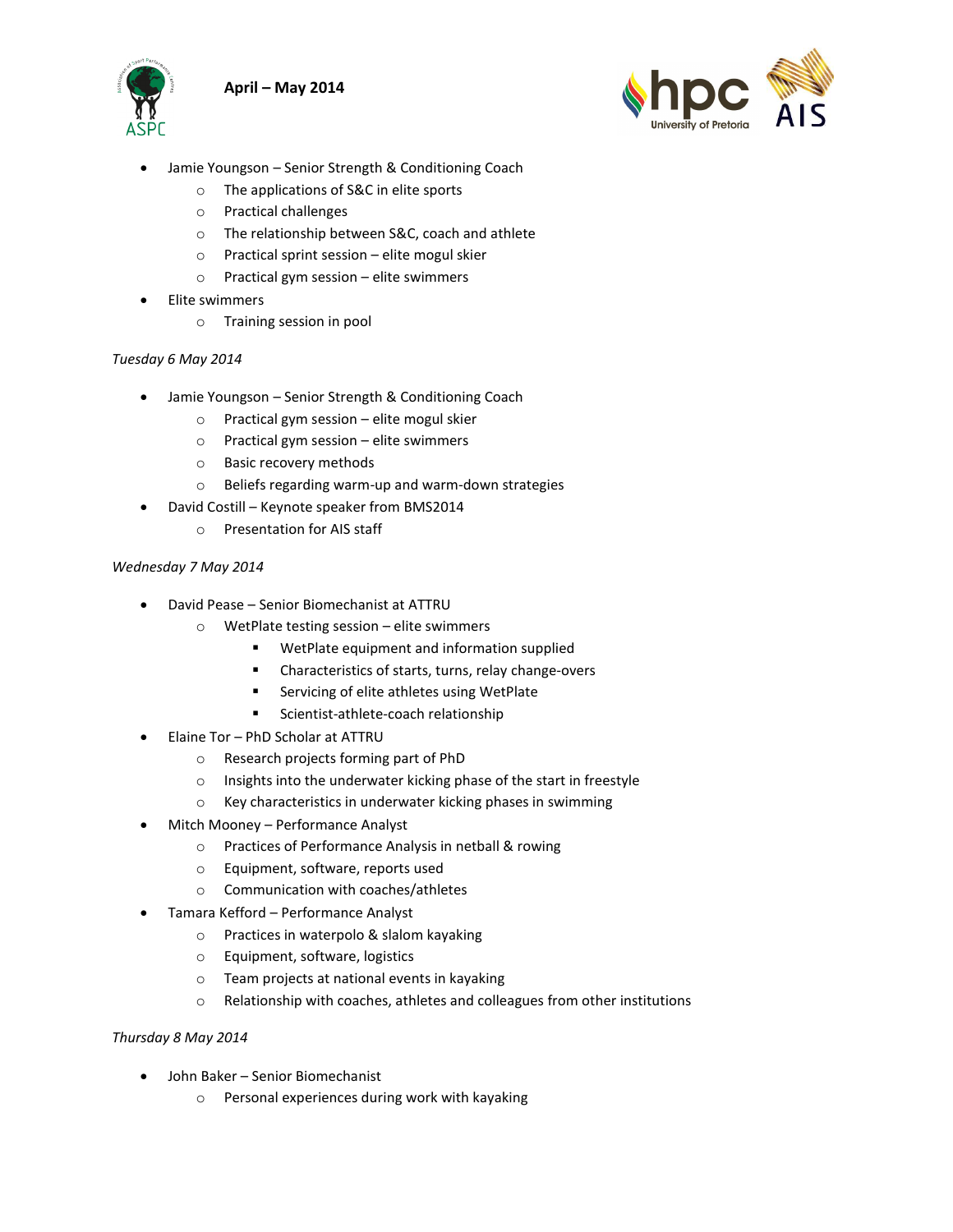- Jamie Youngson – Senior Strength & Conditioning Coach
    - The applications of S&C in elite sports
    - Practical challenges
    - The relationship between S&C, coach and athlete
    - Practical sprint session – elite mogul skier
    - Practical gym session – elite swimmers
- Elite swimmers
    - Training session in pool

*Tuesday 6 May 2014*

- Jamie Youngson – Senior Strength & Conditioning Coach
    - Practical gym session – elite mogul skier
    - Practical gym session – elite swimmers
    - Basic recovery methods
    - Beliefs regarding warm-up and warm-down strategies
- David Costill – Keynote speaker from BMS2014
    - Presentation for AIS staff

*Wednesday 7 May 2014*

- David Pease – Senior Biomechanist at ATTRU
    - WetPlate testing session – elite swimmers
        - WetPlate equipment and information supplied
        - Characteristics of starts, turns, relay change-overs
        - Servicing of elite athletes using WetPlate
        - Scientist-athlete-coach relationship
- Elaine Tor – PhD Scholar at ATTRU
    - Research projects forming part of PhD
    - Insights into the underwater kicking phase of the start in freestyle
    - Key characteristics in underwater kicking phases in swimming
- Mitch Mooney – Performance Analyst
    - Practices of Performance Analysis in netball & rowing
    - Equipment, software, reports used
    - Communication with coaches/athletes
- Tamara Kefford – Performance Analyst
    - Practices in waterpolo & slalom kayaking
    - Equipment, software, logistics
    - Team projects at national events in kayaking
    - Relationship with coaches, athletes and colleagues from other institutions

*Thursday 8 May 2014*

- John Baker – Senior Biomechanist
    - Personal experiences during work with kayaking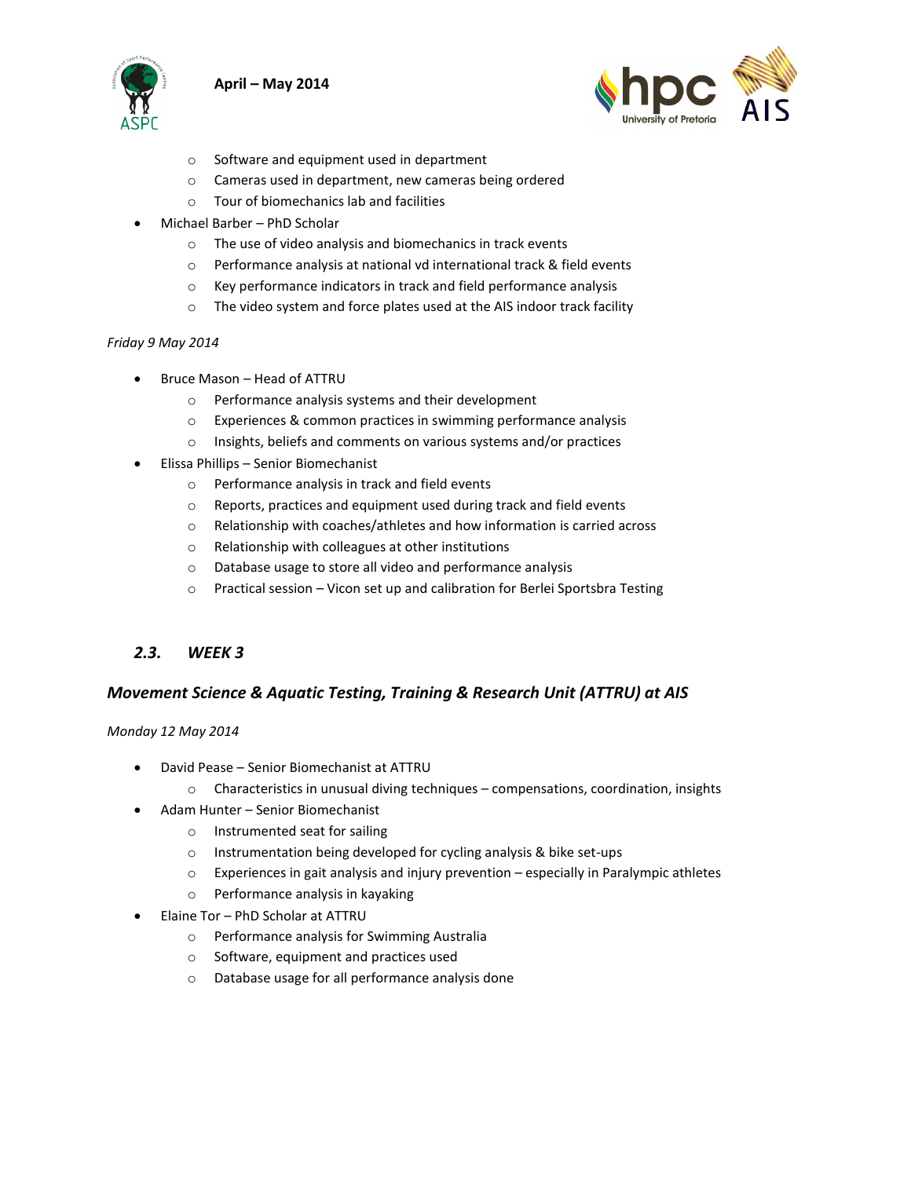- Software and equipment used in department
    - Cameras used in department, new cameras being ordered
    - Tour of biomechanics lab and facilities
- Michael Barber – PhD Scholar
    - The use of video analysis and biomechanics in track events
    - Performance analysis at national vd international track & field events
    - Key performance indicators in track and field performance analysis
    - The video system and force plates used at the AIS indoor track facility

*Friday 9 May 2014*

- Bruce Mason – Head of ATTRU
    - Performance analysis systems and their development
    - Experiences & common practices in swimming performance analysis
    - Insights, beliefs and comments on various systems and/or practices
- Elissa Phillips – Senior Biomechanist
    - Performance analysis in track and field events
    - Reports, practices and equipment used during track and field events
    - Relationship with coaches/athletes and how information is carried across
    - Relationship with colleagues at other institutions
    - Database usage to store all video and performance analysis
    - Practical session – Vicon set up and calibration for Berlei Sportsbra Testing

## *2.3. WEEK 3*

### *Movement Science & Aquatic Testing, Training & Research Unit (ATTRU) at AIS*

*Monday 12 May 2014*

- David Pease – Senior Biomechanist at ATTRU
    - Characteristics in unusual diving techniques – compensations, coordination, insights
- Adam Hunter – Senior Biomechanist
    - Instrumented seat for sailing
    - Instrumentation being developed for cycling analysis & bike set-ups
    - Experiences in gait analysis and injury prevention – especially in Paralympic athletes
    - Performance analysis in kayaking
- Elaine Tor – PhD Scholar at ATTRU
    - Performance analysis for Swimming Australia
    - Software, equipment and practices used
    - Database usage for all performance analysis done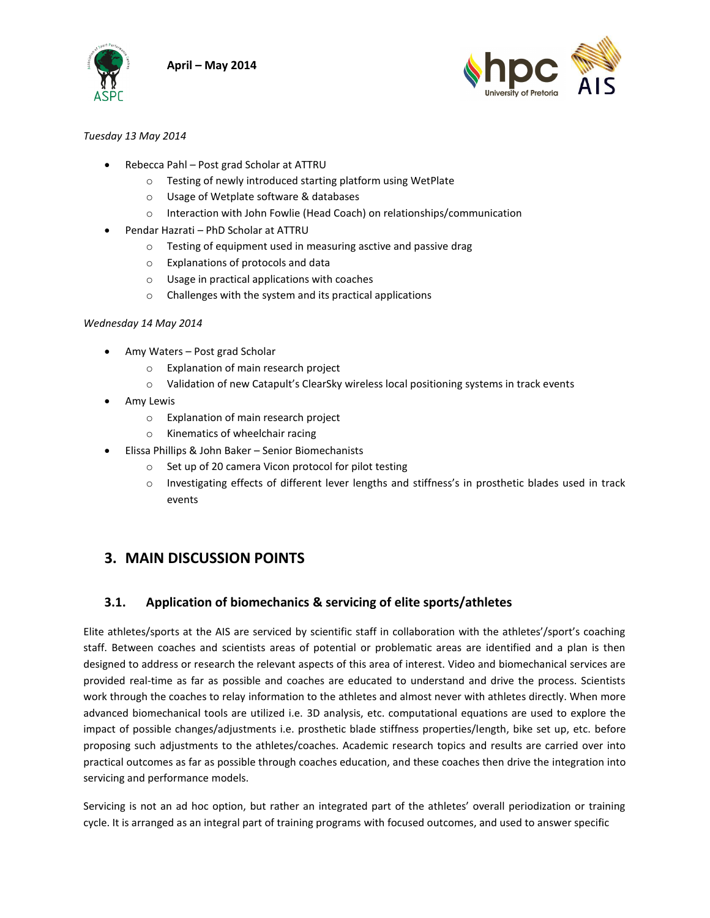*Tuesday 13 May 2014*

- Rebecca Pahl – Post grad Scholar at ATTRU
  - Testing of newly introduced starting platform using WetPlate
  - Usage of Wetplate software & databases
  - Interaction with John Fowlie (Head Coach) on relationships/communication
- Pendar Hazrati – PhD Scholar at ATTRU
  - Testing of equipment used in measuring asctive and passive drag
  - Explanations of protocols and data
  - Usage in practical applications with coaches
  - Challenges with the system and its practical applications

*Wednesday 14 May 2014*

- Amy Waters – Post grad Scholar
  - Explanation of main research project
  - Validation of new Catapult's ClearSky wireless local positioning systems in track events
- Amy Lewis
  - Explanation of main research project
  - Kinematics of wheelchair racing
- Elissa Phillips & John Baker – Senior Biomechanists
  - Set up of 20 camera Vicon protocol for pilot testing
  - Investigating effects of different lever lengths and stiffness's in prosthetic blades used in track events

## 3. MAIN DISCUSSION POINTS

### 3.1. Application of biomechanics & servicing of elite sports/athletes

Elite athletes/sports at the AIS are serviced by scientific staff in collaboration with the athletes'/sport's coaching staff. Between coaches and scientists areas of potential or problematic areas are identified and a plan is then designed to address or research the relevant aspects of this area of interest. Video and biomechanical services are provided real-time as far as possible and coaches are educated to understand and drive the process. Scientists work through the coaches to relay information to the athletes and almost never with athletes directly. When more advanced biomechanical tools are utilized i.e. 3D analysis, etc. computational equations are used to explore the impact of possible changes/adjustments i.e. prosthetic blade stiffness properties/length, bike set up, etc. before proposing such adjustments to the athletes/coaches. Academic research topics and results are carried over into practical outcomes as far as possible through coaches education, and these coaches then drive the integration into servicing and performance models.

Servicing is not an ad hoc option, but rather an integrated part of the athletes' overall periodization or training cycle. It is arranged as an integral part of training programs with focused outcomes, and used to answer specific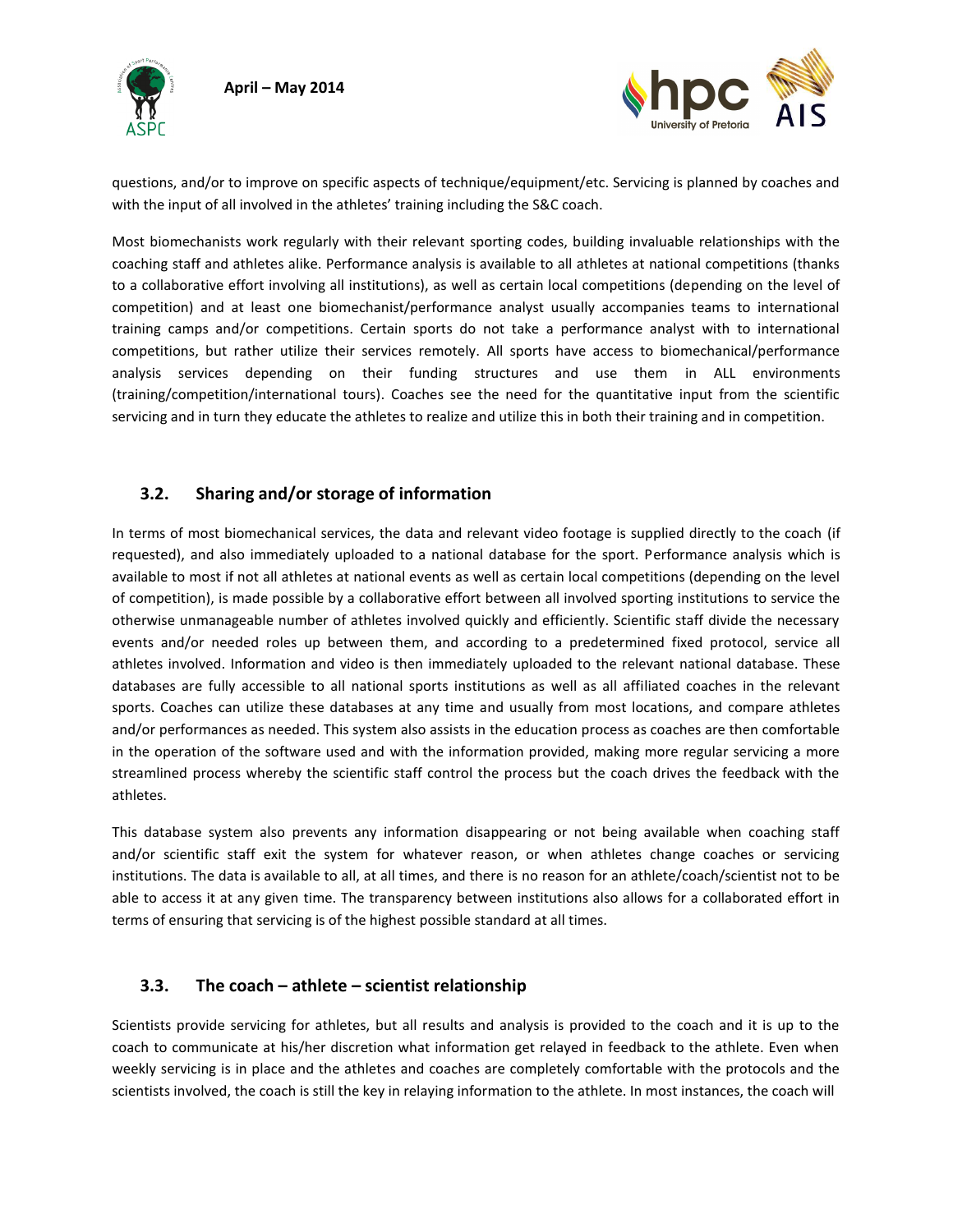questions, and/or to improve on specific aspects of technique/equipment/etc. Servicing is planned by coaches and with the input of all involved in the athletes' training including the S&C coach.

Most biomechanists work regularly with their relevant sporting codes, building invaluable relationships with the coaching staff and athletes alike. Performance analysis is available to all athletes at national competitions (thanks to a collaborative effort involving all institutions), as well as certain local competitions (depending on the level of competition) and at least one biomechanist/performance analyst usually accompanies teams to international training camps and/or competitions. Certain sports do not take a performance analyst with to international competitions, but rather utilize their services remotely. All sports have access to biomechanical/performance analysis services depending on their funding structures and use them in ALL environments (training/competition/international tours). Coaches see the need for the quantitative input from the scientific servicing and in turn they educate the athletes to realize and utilize this in both their training and in competition.

### 3.2. Sharing and/or storage of information

In terms of most biomechanical services, the data and relevant video footage is supplied directly to the coach (if requested), and also immediately uploaded to a national database for the sport. Performance analysis which is available to most if not all athletes at national events as well as certain local competitions (depending on the level of competition), is made possible by a collaborative effort between all involved sporting institutions to service the otherwise unmanageable number of athletes involved quickly and efficiently. Scientific staff divide the necessary events and/or needed roles up between them, and according to a predetermined fixed protocol, service all athletes involved. Information and video is then immediately uploaded to the relevant national database. These databases are fully accessible to all national sports institutions as well as all affiliated coaches in the relevant sports. Coaches can utilize these databases at any time and usually from most locations, and compare athletes and/or performances as needed. This system also assists in the education process as coaches are then comfortable in the operation of the software used and with the information provided, making more regular servicing a more streamlined process whereby the scientific staff control the process but the coach drives the feedback with the athletes.

This database system also prevents any information disappearing or not being available when coaching staff and/or scientific staff exit the system for whatever reason, or when athletes change coaches or servicing institutions. The data is available to all, at all times, and there is no reason for an athlete/coach/scientist not to be able to access it at any given time. The transparency between institutions also allows for a collaborated effort in terms of ensuring that servicing is of the highest possible standard at all times.

### 3.3. The coach – athlete – scientist relationship

Scientists provide servicing for athletes, but all results and analysis is provided to the coach and it is up to the coach to communicate at his/her discretion what information get relayed in feedback to the athlete. Even when weekly servicing is in place and the athletes and coaches are completely comfortable with the protocols and the scientists involved, the coach is still the key in relaying information to the athlete. In most instances, the coach will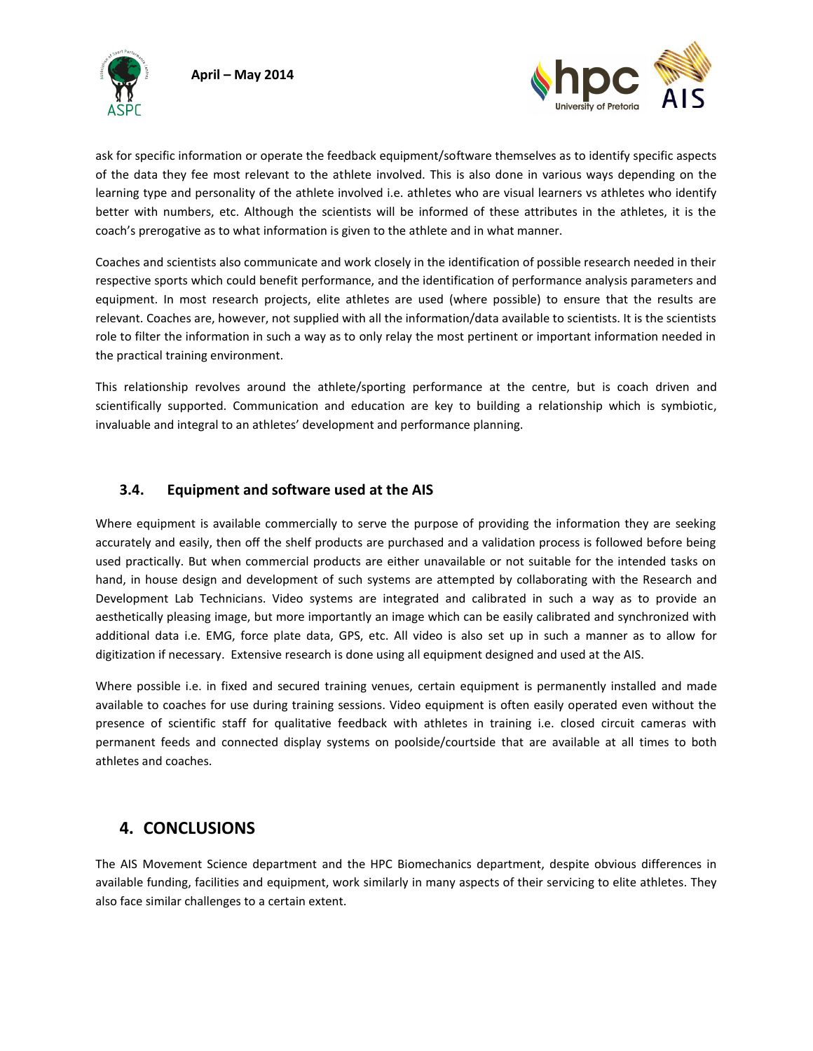ask for specific information or operate the feedback equipment/software themselves as to identify specific aspects of the data they fee most relevant to the athlete involved. This is also done in various ways depending on the learning type and personality of the athlete involved i.e. athletes who are visual learners vs athletes who identify better with numbers, etc. Although the scientists will be informed of these attributes in the athletes, it is the coach's prerogative as to what information is given to the athlete and in what manner.

Coaches and scientists also communicate and work closely in the identification of possible research needed in their respective sports which could benefit performance, and the identification of performance analysis parameters and equipment. In most research projects, elite athletes are used (where possible) to ensure that the results are relevant. Coaches are, however, not supplied with all the information/data available to scientists. It is the scientists role to filter the information in such a way as to only relay the most pertinent or important information needed in the practical training environment.

This relationship revolves around the athlete/sporting performance at the centre, but is coach driven and scientifically supported. Communication and education are key to building a relationship which is symbiotic, invaluable and integral to an athletes' development and performance planning.

### 3.4. Equipment and software used at the AIS

Where equipment is available commercially to serve the purpose of providing the information they are seeking accurately and easily, then off the shelf products are purchased and a validation process is followed before being used practically. But when commercial products are either unavailable or not suitable for the intended tasks on hand, in house design and development of such systems are attempted by collaborating with the Research and Development Lab Technicians. Video systems are integrated and calibrated in such a way as to provide an aesthetically pleasing image, but more importantly an image which can be easily calibrated and synchronized with additional data i.e. EMG, force plate data, GPS, etc. All video is also set up in such a manner as to allow for digitization if necessary. Extensive research is done using all equipment designed and used at the AIS.

Where possible i.e. in fixed and secured training venues, certain equipment is permanently installed and made available to coaches for use during training sessions. Video equipment is often easily operated even without the presence of scientific staff for qualitative feedback with athletes in training i.e. closed circuit cameras with permanent feeds and connected display systems on poolside/courtside that are available at all times to both athletes and coaches.

## 4. CONCLUSIONS

The AIS Movement Science department and the HPC Biomechanics department, despite obvious differences in available funding, facilities and equipment, work similarly in many aspects of their servicing to elite athletes. They also face similar challenges to a certain extent.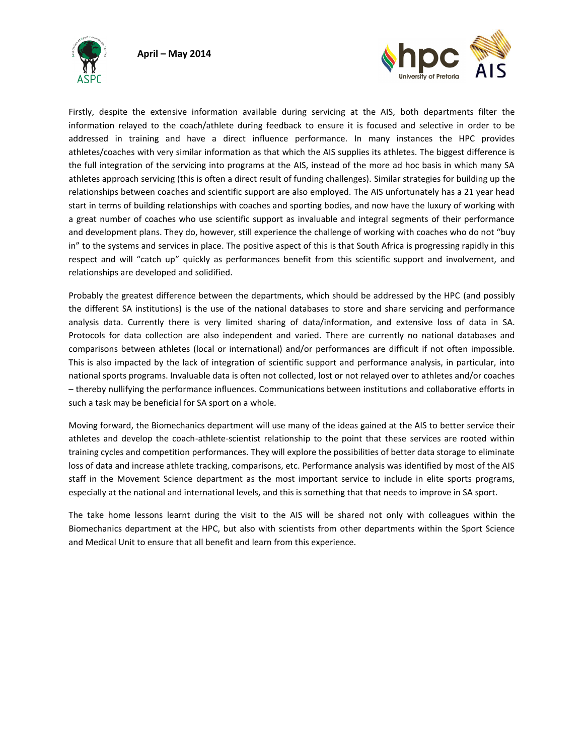Firstly, despite the extensive information available during servicing at the AIS, both departments filter the information relayed to the coach/athlete during feedback to ensure it is focused and selective in order to be addressed in training and have a direct influence performance. In many instances the HPC provides athletes/coaches with very similar information as that which the AIS supplies its athletes. The biggest difference is the full integration of the servicing into programs at the AIS, instead of the more ad hoc basis in which many SA athletes approach servicing (this is often a direct result of funding challenges). Similar strategies for building up the relationships between coaches and scientific support are also employed. The AIS unfortunately has a 21 year head start in terms of building relationships with coaches and sporting bodies, and now have the luxury of working with a great number of coaches who use scientific support as invaluable and integral segments of their performance and development plans. They do, however, still experience the challenge of working with coaches who do not "buy in" to the systems and services in place. The positive aspect of this is that South Africa is progressing rapidly in this respect and will "catch up" quickly as performances benefit from this scientific support and involvement, and relationships are developed and solidified.

Probably the greatest difference between the departments, which should be addressed by the HPC (and possibly the different SA institutions) is the use of the national databases to store and share servicing and performance analysis data. Currently there is very limited sharing of data/information, and extensive loss of data in SA. Protocols for data collection are also independent and varied. There are currently no national databases and comparisons between athletes (local or international) and/or performances are difficult if not often impossible. This is also impacted by the lack of integration of scientific support and performance analysis, in particular, into national sports programs. Invaluable data is often not collected, lost or not relayed over to athletes and/or coaches – thereby nullifying the performance influences. Communications between institutions and collaborative efforts in such a task may be beneficial for SA sport on a whole.

Moving forward, the Biomechanics department will use many of the ideas gained at the AIS to better service their athletes and develop the coach-athlete-scientist relationship to the point that these services are rooted within training cycles and competition performances. They will explore the possibilities of better data storage to eliminate loss of data and increase athlete tracking, comparisons, etc. Performance analysis was identified by most of the AIS staff in the Movement Science department as the most important service to include in elite sports programs, especially at the national and international levels, and this is something that that needs to improve in SA sport.

The take home lessons learnt during the visit to the AIS will be shared not only with colleagues within the Biomechanics department at the HPC, but also with scientists from other departments within the Sport Science and Medical Unit to ensure that all benefit and learn from this experience.